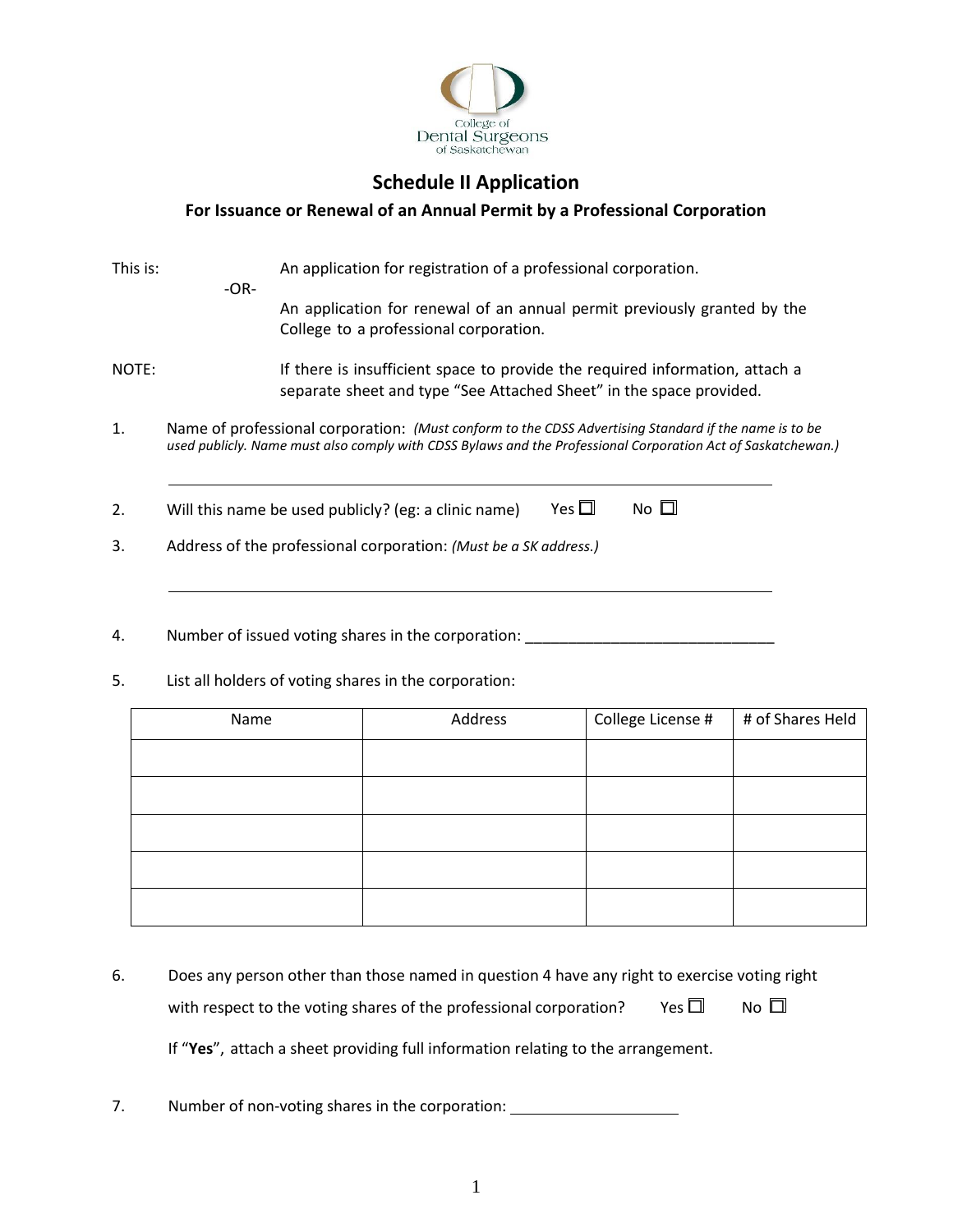College of Dental Surgeons of Saskatchewan

# Schedule II Application

## For Issuance or Renewal of an Annual Permit by a Professional Corporation

This is: An application for registration of a professional corporation.

-OR-

An application for renewal of an annual permit previously granted by the College to a professional corporation.

NOTE: If there is insufficient space to provide the required information, attach a separate sheet and type "See Attached Sheet" in the space provided.

1. Name of professional corporation: *(Must conform to the CDSS Advertising Standard if the name is to be used publicly. Name must also comply with CDSS Bylaws and the Professional Corporation Act of Saskatchewan.)*

   ______________________________________________________________

2. Will this name be used publicly? (eg: a clinic name) Yes ☐ No ☐

3. Address of the professional corporation: *(Must be a SK address.)*

   ______________________________________________________________

4. Number of issued voting shares in the corporation: ______________________________

5. List all holders of voting shares in the corporation:

| Name | Address | College License # | # of Shares Held |
|---|---|---|---|
| | | | |
| | | | |
| | | | |
| | | | |
| | | | |

6. Does any person other than those named in question 4 have any right to exercise voting right with respect to the voting shares of the professional corporation? Yes ☐ No ☐

   If "**Yes**", attach a sheet providing full information relating to the arrangement.

7. Number of non-voting shares in the corporation: ____________________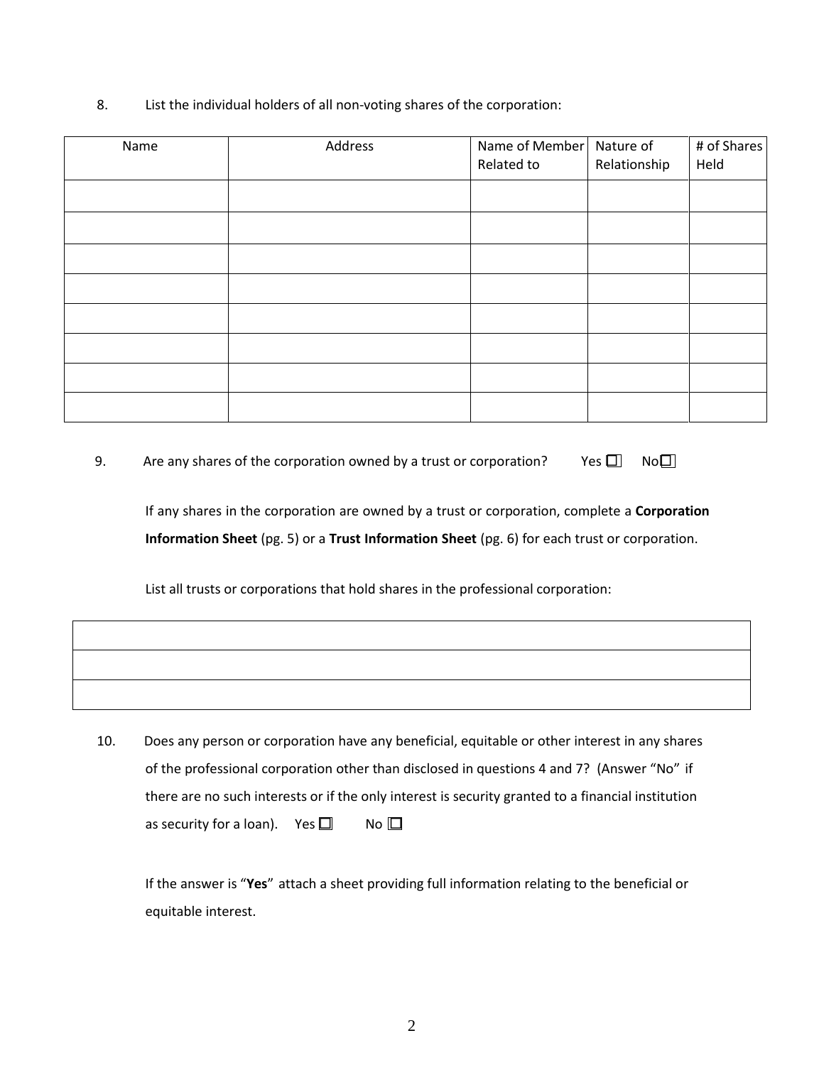8. List the individual holders of all non-voting shares of the corporation:

| Name | Address | Name of Member Related to | Nature of Relationship | # of Shares Held |
|---|---|---|---|---|
| | | | | |
| | | | | |
| | | | | |
| | | | | |
| | | | | |
| | | | | |
| | | | | |
| | | | | |

9. Are any shares of the corporation owned by a trust or corporation? Yes ☐ No ☐

If any shares in the corporation are owned by a trust or corporation, complete a **Corporation Information Sheet** (pg. 5) or a **Trust Information Sheet** (pg. 6) for each trust or corporation.

List all trusts or corporations that hold shares in the professional corporation:

| |
|---|
| |
| |
| |

10. Does any person or corporation have any beneficial, equitable or other interest in any shares of the professional corporation other than disclosed in questions 4 and 7? (Answer "No" if there are no such interests or if the only interest is security granted to a financial institution as security for a loan). Yes ☐ No ☐

If the answer is "**Yes**" attach a sheet providing full information relating to the beneficial or equitable interest.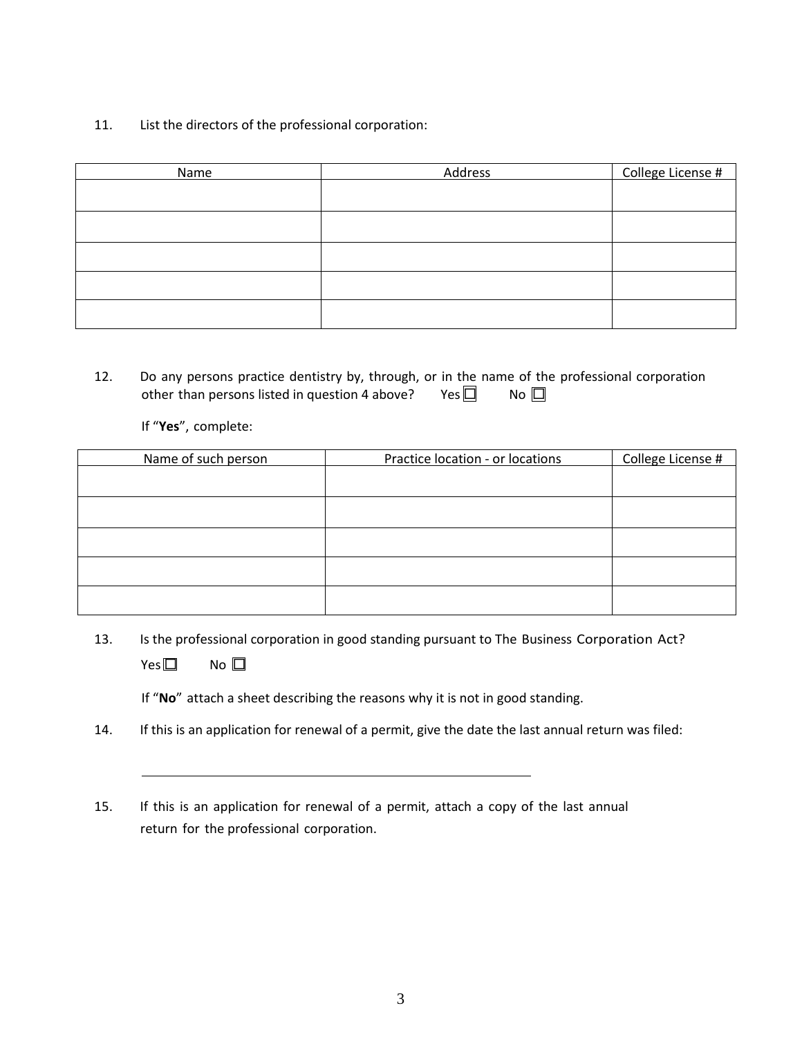11. List the directors of the professional corporation:

| Name | Address | College License # |
|---|---|---|
| | | |
| | | |
| | | |
| | | |
| | | |

12. Do any persons practice dentistry by, through, or in the name of the professional corporation other than persons listed in question 4 above? Yes ☐ No ☐

If "**Yes**", complete:

| Name of such person | Practice location - or locations | College License # |
|---|---|---|
| | | |
| | | |
| | | |
| | | |
| | | |

13. Is the professional corporation in good standing pursuant to The Business Corporation Act?

Yes ☐ No ☐

If "**No**" attach a sheet describing the reasons why it is not in good standing.

14. If this is an application for renewal of a permit, give the date the last annual return was filed:

______________________________________________

15. If this is an application for renewal of a permit, attach a copy of the last annual return for the professional corporation.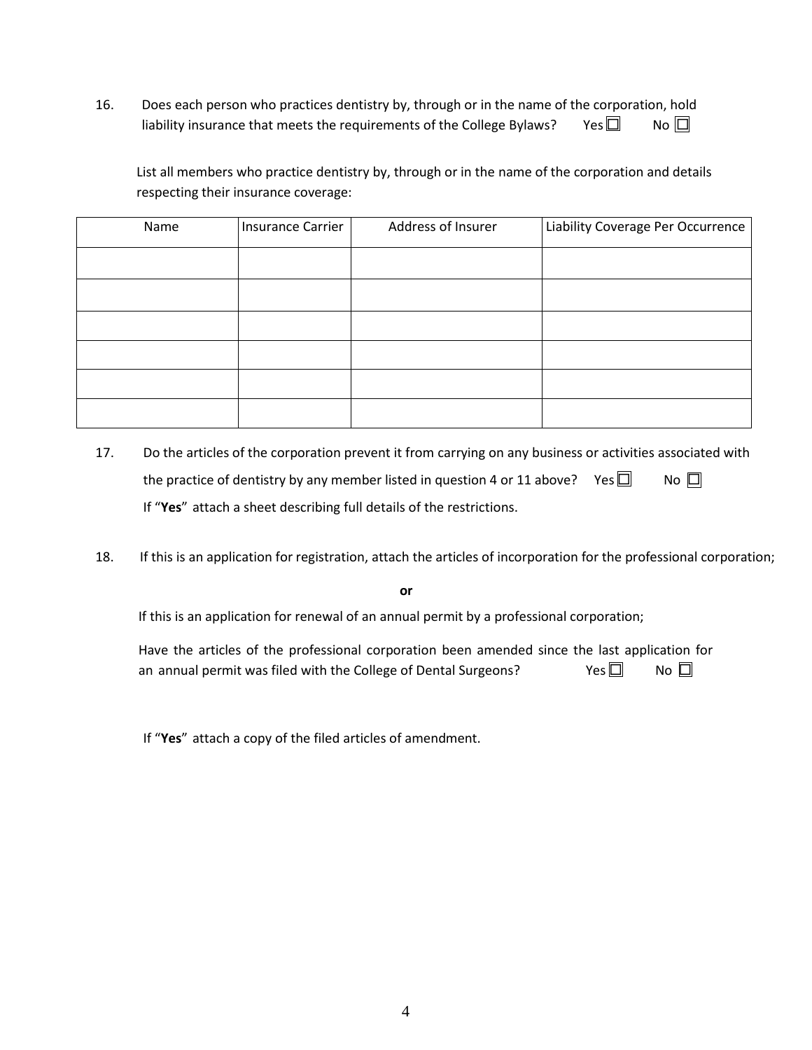16. Does each person who practices dentistry by, through or in the name of the corporation, hold liability insurance that meets the requirements of the College Bylaws? Yes ☐ No ☐

List all members who practice dentistry by, through or in the name of the corporation and details respecting their insurance coverage:

| Name | Insurance Carrier | Address of Insurer | Liability Coverage Per Occurrence |
|---|---|---|---|
| | | | |
| | | | |
| | | | |
| | | | |
| | | | |
| | | | |

17. Do the articles of the corporation prevent it from carrying on any business or activities associated with the practice of dentistry by any member listed in question 4 or 11 above? Yes ☐ No ☐

If "**Yes**" attach a sheet describing full details of the restrictions.

18. If this is an application for registration, attach the articles of incorporation for the professional corporation;

**or**

If this is an application for renewal of an annual permit by a professional corporation;

Have the articles of the professional corporation been amended since the last application for an annual permit was filed with the College of Dental Surgeons? Yes ☐ No ☐

If "**Yes**" attach a copy of the filed articles of amendment.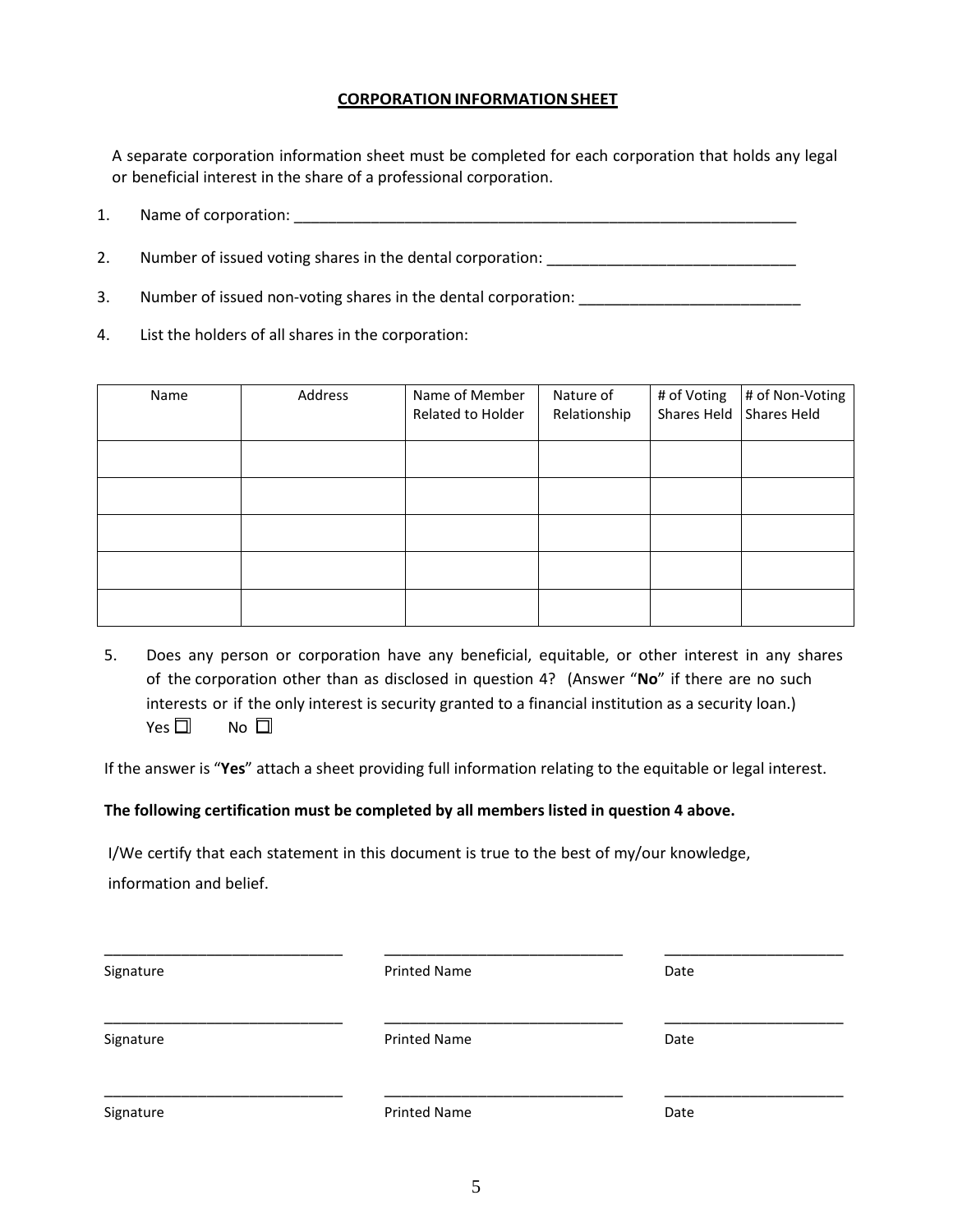## CORPORATION INFORMATION SHEET

A separate corporation information sheet must be completed for each corporation that holds any legal or beneficial interest in the share of a professional corporation.

1. Name of corporation: _______________________________________________________________

2. Number of issued voting shares in the dental corporation: ______________________________

3. Number of issued non-voting shares in the dental corporation: ___________________________

4. List the holders of all shares in the corporation:

| Name | Address | Name of Member Related to Holder | Nature of Relationship | # of Voting Shares Held | # of Non-Voting Shares Held |
|---|---|---|---|---|---|
| | | | | | |
| | | | | | |
| | | | | | |
| | | | | | |
| | | | | | |

5. Does any person or corporation have any beneficial, equitable, or other interest in any shares of the corporation other than as disclosed in question 4? (Answer "**No**" if there are no such interests or if the only interest is security granted to a financial institution as a security loan.)
Yes ☐ No ☐

If the answer is "**Yes**" attach a sheet providing full information relating to the equitable or legal interest.

**The following certification must be completed by all members listed in question 4 above.**

I/We certify that each statement in this document is true to the best of my/our knowledge, information and belief.

______________________________ ______________________________ ______________________
Signature Printed Name Date

______________________________ ______________________________ ______________________
Signature Printed Name Date

______________________________ ______________________________ ______________________
Signature Printed Name Date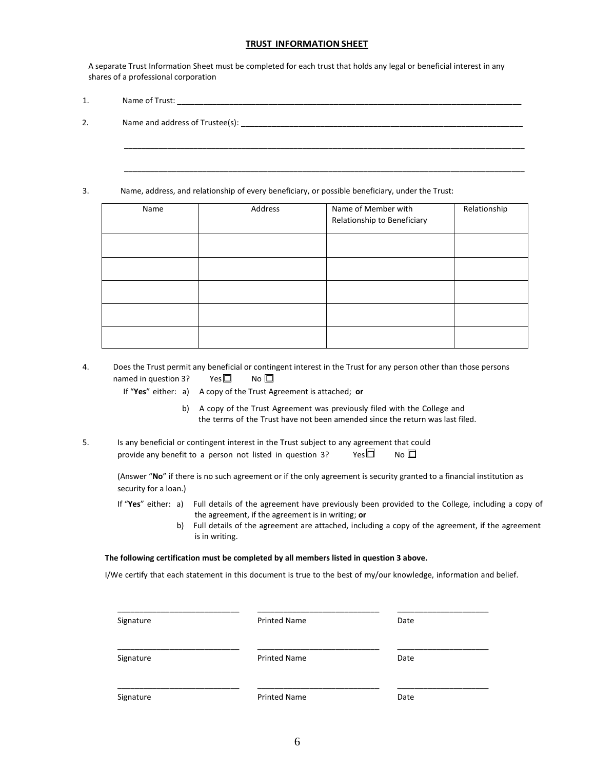## TRUST INFORMATION SHEET

A separate Trust Information Sheet must be completed for each trust that holds any legal or beneficial interest in any shares of a professional corporation

1. Name of Trust: ______________________________________________________________________________

2. Name and address of Trustee(s): ______________________________________________________________

   ___________________________________________________________________________________________

   ___________________________________________________________________________________________

3. Name, address, and relationship of every beneficiary, or possible beneficiary, under the Trust:

| Name | Address | Name of Member with Relationship to Beneficiary | Relationship |
|---|---|---|---|
| | | | |
| | | | |
| | | | |
| | | | |
| | | | |

4. Does the Trust permit any beneficial or contingent interest in the Trust for any person other than those persons named in question 3? Yes ☐ No ☐

   If "**Yes**" either: a) A copy of the Trust Agreement is attached; **or**

   b) A copy of the Trust Agreement was previously filed with the College and the terms of the Trust have not been amended since the return was last filed.

5. Is any beneficial or contingent interest in the Trust subject to any agreement that could provide any benefit to a person not listed in question 3? Yes ☐ No ☐

   (Answer "**No**" if there is no such agreement or if the only agreement is security granted to a financial institution as security for a loan.)

   If "**Yes**" either: a) Full details of the agreement have previously been provided to the College, including a copy of the agreement, if the agreement is in writing; **or**

   b) Full details of the agreement are attached, including a copy of the agreement, if the agreement is in writing.

**The following certification must be completed by all members listed in question 3 above.**

I/We certify that each statement in this document is true to the best of my/our knowledge, information and belief.

| | | |
|---|---|---|
| ____________________________ | ____________________________ | ____________________ |
| Signature | Printed Name | Date |
| ____________________________ | ____________________________ | ____________________ |
| Signature | Printed Name | Date |
| ____________________________ | ____________________________ | ____________________ |
| Signature | Printed Name | Date |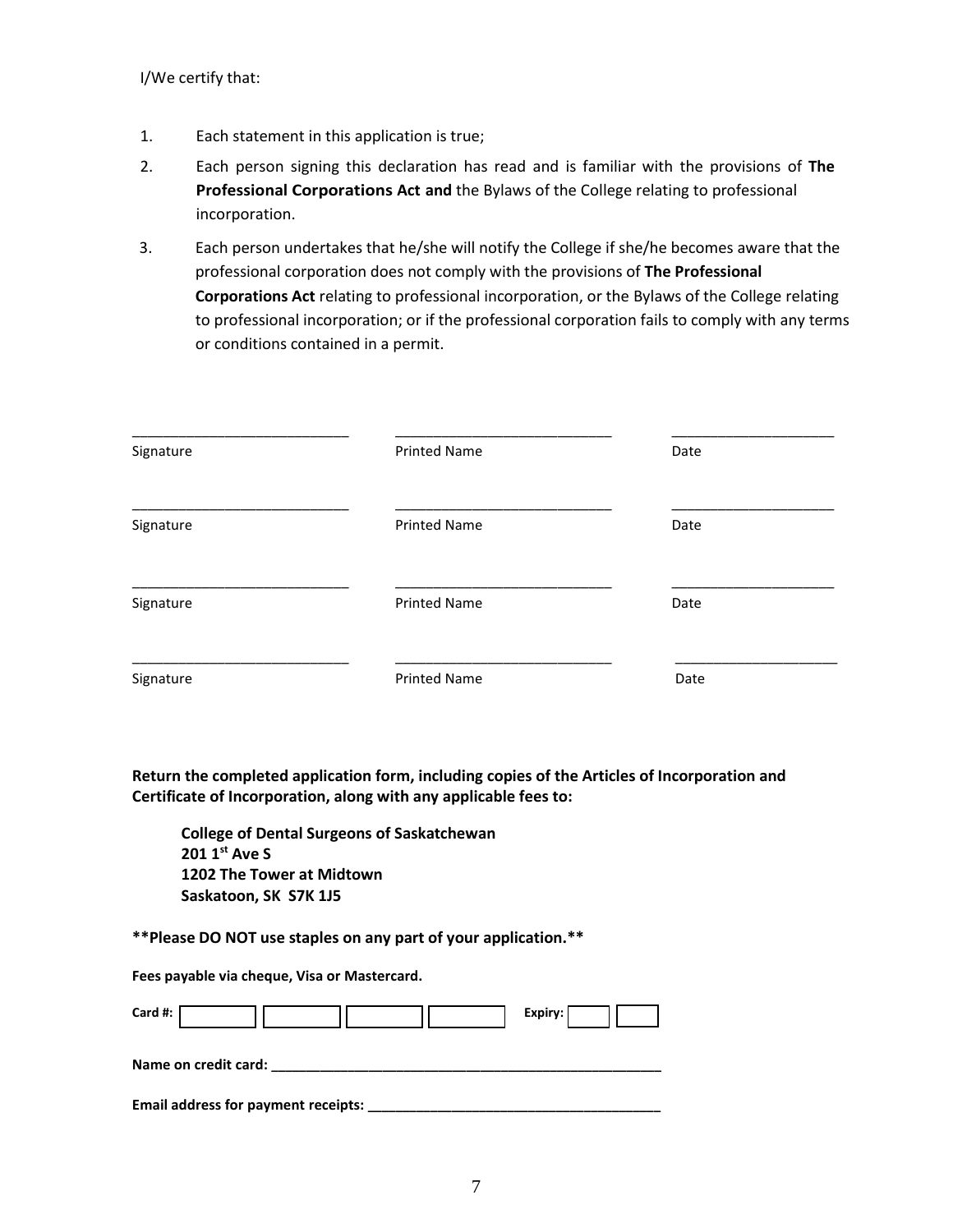I/We certify that:

1. Each statement in this application is true;
2. Each person signing this declaration has read and is familiar with the provisions of **The Professional Corporations Act and** the Bylaws of the College relating to professional incorporation.
3. Each person undertakes that he/she will notify the College if she/he becomes aware that the professional corporation does not comply with the provisions of **The Professional Corporations Act** relating to professional incorporation, or the Bylaws of the College relating to professional incorporation; or if the professional corporation fails to comply with any terms or conditions contained in a permit.

| | | |
|---|---|---|
| ____________________________ | ____________________________ | ____________________ |
| Signature | Printed Name | Date |
| ____________________________ | ____________________________ | ____________________ |
| Signature | Printed Name | Date |
| ____________________________ | ____________________________ | ____________________ |
| Signature | Printed Name | Date |
| ____________________________ | ____________________________ | ____________________ |
| Signature | Printed Name | Date |

**Return the completed application form, including copies of the Articles of Incorporation and Certificate of Incorporation, along with any applicable fees to:**

**College of Dental Surgeons of Saskatchewan**
**201 1st Ave S**
**1202 The Tower at Midtown**
**Saskatoon, SK S7K 1J5**

**\*\*Please DO NOT use staples on any part of your application.\*\***

**Fees payable via cheque, Visa or Mastercard.**

**Card #:** [ ] [ ] [ ] [ ] **Expiry:** [ ] [ ]

**Name on credit card:** ____________________________________________________

**Email address for payment receipts:** ______________________________________